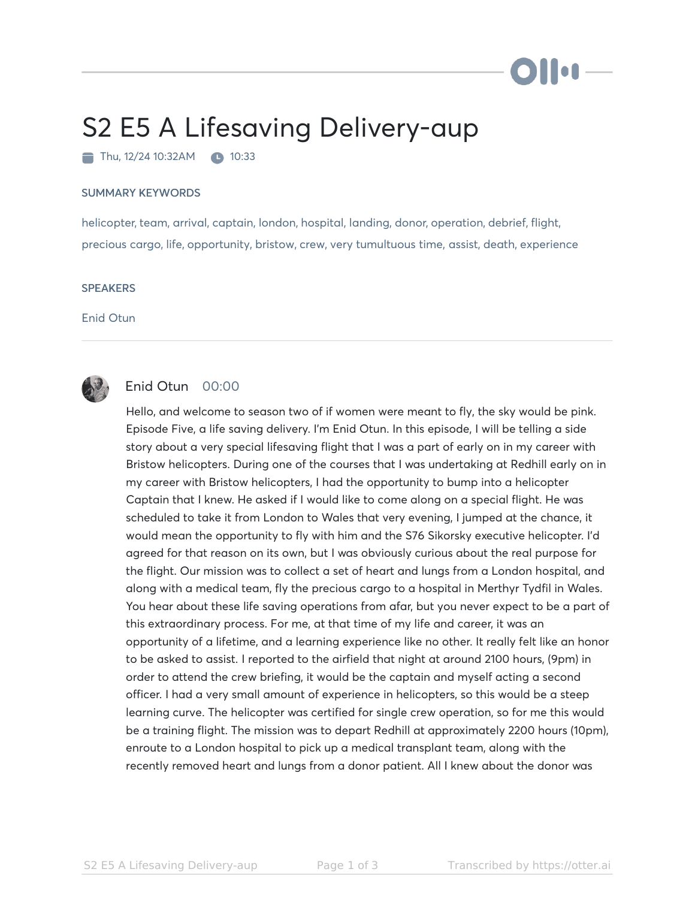# S2 E5 A Lifesaving Delivery-aup

Thu, 12/24 10:32AM    10:33

### SUMMARY KEYWORDS

helicopter, team, arrival, captain, london, hospital, landing, donor, operation, debrief, flight, precious cargo, life, opportunity, bristow, crew, very tumultuous time, assist, death, experience

### SPEAKERS

Enid Otun

---

**Enid Otun** 00:00

Hello, and welcome to season two of if women were meant to fly, the sky would be pink. Episode Five, a life saving delivery. I'm Enid Otun. In this episode, I will be telling a side story about a very special lifesaving flight that I was a part of early on in my career with Bristow helicopters. During one of the courses that I was undertaking at Redhill early on in my career with Bristow helicopters, I had the opportunity to bump into a helicopter Captain that I knew. He asked if I would like to come along on a special flight. He was scheduled to take it from London to Wales that very evening, I jumped at the chance, it would mean the opportunity to fly with him and the S76 Sikorsky executive helicopter. I'd agreed for that reason on its own, but I was obviously curious about the real purpose for the flight. Our mission was to collect a set of heart and lungs from a London hospital, and along with a medical team, fly the precious cargo to a hospital in Merthyr Tydfil in Wales. You hear about these life saving operations from afar, but you never expect to be a part of this extraordinary process. For me, at that time of my life and career, it was an opportunity of a lifetime, and a learning experience like no other. It really felt like an honor to be asked to assist. I reported to the airfield that night at around 2100 hours, (9pm) in order to attend the crew briefing, it would be the captain and myself acting a second officer. I had a very small amount of experience in helicopters, so this would be a steep learning curve. The helicopter was certified for single crew operation, so for me this would be a training flight. The mission was to depart Redhill at approximately 2200 hours (10pm), enroute to a London hospital to pick up a medical transplant team, along with the recently removed heart and lungs from a donor patient. All I knew about the donor was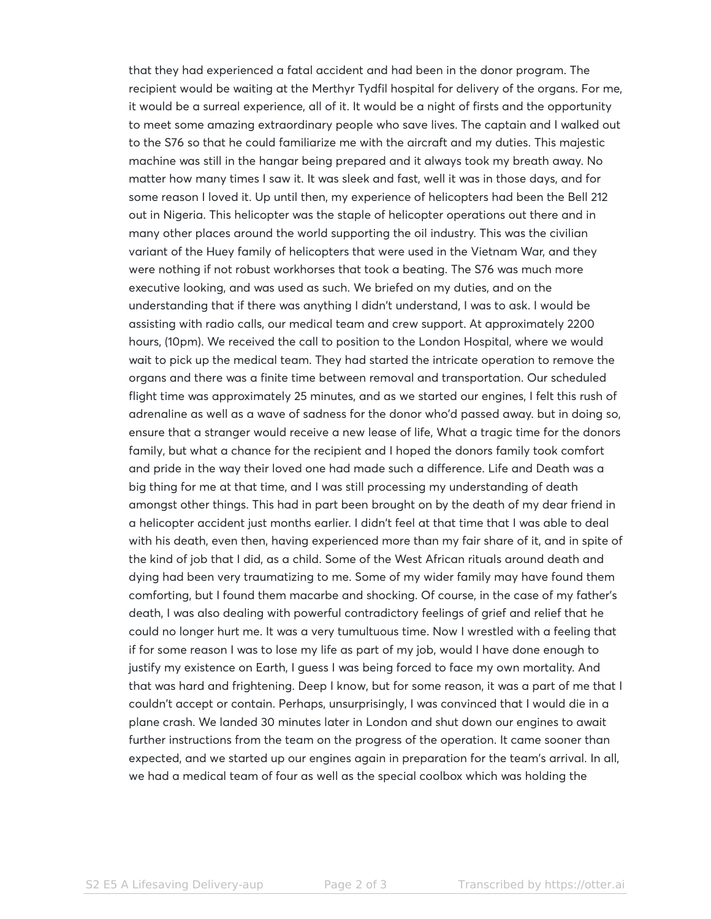that they had experienced a fatal accident and had been in the donor program. The recipient would be waiting at the Merthyr Tydfil hospital for delivery of the organs. For me, it would be a surreal experience, all of it. It would be a night of firsts and the opportunity to meet some amazing extraordinary people who save lives. The captain and I walked out to the S76 so that he could familiarize me with the aircraft and my duties. This majestic machine was still in the hangar being prepared and it always took my breath away. No matter how many times I saw it. It was sleek and fast, well it was in those days, and for some reason I loved it. Up until then, my experience of helicopters had been the Bell 212 out in Nigeria. This helicopter was the staple of helicopter operations out there and in many other places around the world supporting the oil industry. This was the civilian variant of the Huey family of helicopters that were used in the Vietnam War, and they were nothing if not robust workhorses that took a beating. The S76 was much more executive looking, and was used as such. We briefed on my duties, and on the understanding that if there was anything I didn't understand, I was to ask. I would be assisting with radio calls, our medical team and crew support. At approximately 2200 hours, (10pm). We received the call to position to the London Hospital, where we would wait to pick up the medical team. They had started the intricate operation to remove the organs and there was a finite time between removal and transportation. Our scheduled flight time was approximately 25 minutes, and as we started our engines, I felt this rush of adrenaline as well as a wave of sadness for the donor who'd passed away. but in doing so, ensure that a stranger would receive a new lease of life, What a tragic time for the donors family, but what a chance for the recipient and I hoped the donors family took comfort and pride in the way their loved one had made such a difference. Life and Death was a big thing for me at that time, and I was still processing my understanding of death amongst other things. This had in part been brought on by the death of my dear friend in a helicopter accident just months earlier. I didn't feel at that time that I was able to deal with his death, even then, having experienced more than my fair share of it, and in spite of the kind of job that I did, as a child. Some of the West African rituals around death and dying had been very traumatizing to me. Some of my wider family may have found them comforting, but I found them macarbe and shocking. Of course, in the case of my father's death, I was also dealing with powerful contradictory feelings of grief and relief that he could no longer hurt me. It was a very tumultuous time. Now I wrestled with a feeling that if for some reason I was to lose my life as part of my job, would I have done enough to justify my existence on Earth, I guess I was being forced to face my own mortality. And that was hard and frightening. Deep I know, but for some reason, it was a part of me that I couldn't accept or contain. Perhaps, unsurprisingly, I was convinced that I would die in a plane crash. We landed 30 minutes later in London and shut down our engines to await further instructions from the team on the progress of the operation. It came sooner than expected, and we started up our engines again in preparation for the team's arrival. In all, we had a medical team of four as well as the special coolbox which was holding the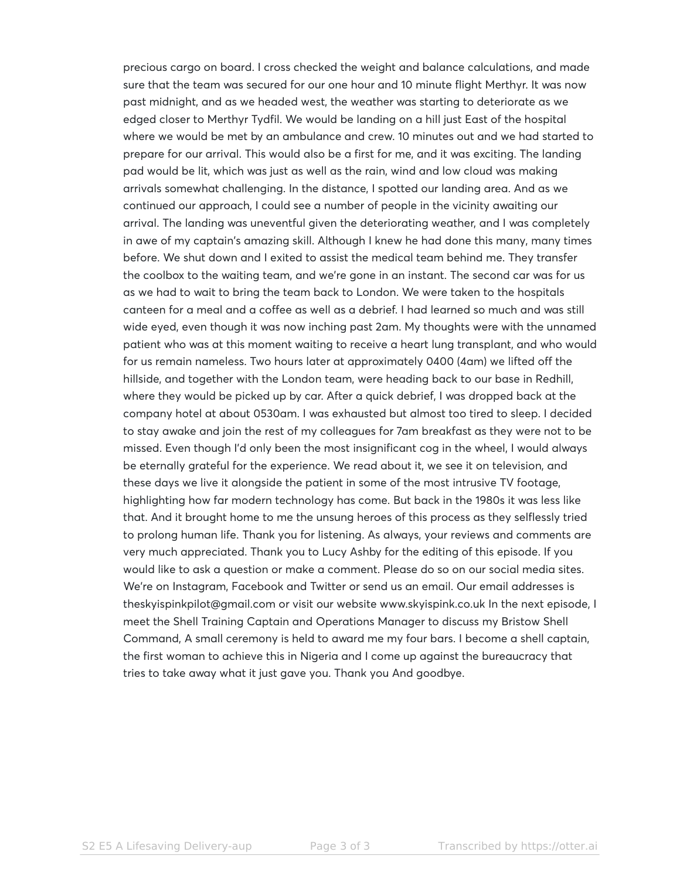precious cargo on board. I cross checked the weight and balance calculations, and made sure that the team was secured for our one hour and 10 minute flight Merthyr. It was now past midnight, and as we headed west, the weather was starting to deteriorate as we edged closer to Merthyr Tydfil. We would be landing on a hill just East of the hospital where we would be met by an ambulance and crew. 10 minutes out and we had started to prepare for our arrival. This would also be a first for me, and it was exciting. The landing pad would be lit, which was just as well as the rain, wind and low cloud was making arrivals somewhat challenging. In the distance, I spotted our landing area. And as we continued our approach, I could see a number of people in the vicinity awaiting our arrival. The landing was uneventful given the deteriorating weather, and I was completely in awe of my captain's amazing skill. Although I knew he had done this many, many times before. We shut down and I exited to assist the medical team behind me. They transfer the coolbox to the waiting team, and we're gone in an instant. The second car was for us as we had to wait to bring the team back to London. We were taken to the hospitals canteen for a meal and a coffee as well as a debrief. I had learned so much and was still wide eyed, even though it was now inching past 2am. My thoughts were with the unnamed patient who was at this moment waiting to receive a heart lung transplant, and who would for us remain nameless. Two hours later at approximately 0400 (4am) we lifted off the hillside, and together with the London team, were heading back to our base in Redhill, where they would be picked up by car. After a quick debrief, I was dropped back at the company hotel at about 0530am. I was exhausted but almost too tired to sleep. I decided to stay awake and join the rest of my colleagues for 7am breakfast as they were not to be missed. Even though I'd only been the most insignificant cog in the wheel, I would always be eternally grateful for the experience. We read about it, we see it on television, and these days we live it alongside the patient in some of the most intrusive TV footage, highlighting how far modern technology has come. But back in the 1980s it was less like that. And it brought home to me the unsung heroes of this process as they selflessly tried to prolong human life. Thank you for listening. As always, your reviews and comments are very much appreciated. Thank you to Lucy Ashby for the editing of this episode. If you would like to ask a question or make a comment. Please do so on our social media sites. We're on Instagram, Facebook and Twitter or send us an email. Our email addresses is theskyispinkpilot@gmail.com or visit our website www.skyispink.co.uk In the next episode, I meet the Shell Training Captain and Operations Manager to discuss my Bristow Shell Command, A small ceremony is held to award me my four bars. I become a shell captain, the first woman to achieve this in Nigeria and I come up against the bureaucracy that tries to take away what it just gave you. Thank you And goodbye.